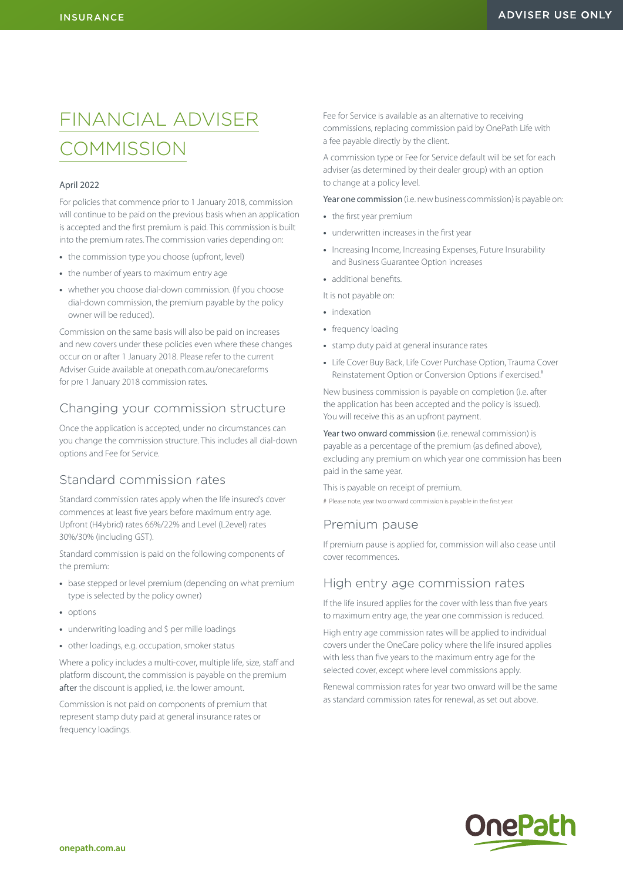# FINANCIAL ADVISER COMMISSION

April 2022

For policies that commence prior to 1 January 2018, commission will continue to be paid on the previous basis when an application is accepted and the first premium is paid. This commission is built into the premium rates. The commission varies depending on:

- the commission type you choose (upfront, level)
- the number of years to maximum entry age
- whether you choose dial-down commission. (If you choose dial-down commission, the premium payable by the policy owner will be reduced).

Commission on the same basis will also be paid on increases and new covers under these policies even where these changes occur on or after 1 January 2018. Please refer to the current Adviser Guide available at onepath.com.au/onecareforms for pre 1 January 2018 commission rates.

## Changing your commission structure

Once the application is accepted, under no circumstances can you change the commission structure. This includes all dial-down options and Fee for Service.

## Standard commission rates

Standard commission rates apply when the life insured's cover commences at least five years before maximum entry age. Upfront (H4ybrid) rates 66%/22% and Level (L2evel) rates 30%/30% (including GST).

Standard commission is paid on the following components of the premium:

- base stepped or level premium (depending on what premium type is selected by the policy owner)
- options
- underwriting loading and $ per mille loadings
- other loadings, e.g. occupation, smoker status

Where a policy includes a multi-cover, multiple life, size, staff and platform discount, the commission is payable on the premium **after** the discount is applied, i.e. the lower amount.

Commission is not paid on components of premium that represent stamp duty paid at general insurance rates or frequency loadings.

Fee for Service is available as an alternative to receiving commissions, replacing commission paid by OnePath Life with a fee payable directly by the client.

A commission type or Fee for Service default will be set for each adviser (as determined by their dealer group) with an option to change at a policy level.

Year one commission (i.e. new business commission) is payable on:

- the first year premium
- underwritten increases in the first year
- Increasing Income, Increasing Expenses, Future Insurability and Business Guarantee Option increases
- additional benefits.

It is not payable on:

- indexation
- frequency loading
- stamp duty paid at general insurance rates
- Life Cover Buy Back, Life Cover Purchase Option, Trauma Cover Reinstatement Option or Conversion Options if exercised.#

New business commission is payable on completion (i.e. after the application has been accepted and the policy is issued). You will receive this as an upfront payment.

Year two onward commission (i.e. renewal commission) is payable as a percentage of the premium (as defined above), excluding any premium on which year one commission has been paid in the same year.

This is payable on receipt of premium.

# Please note, year two onward commission is payable in the first year.

## Premium pause

If premium pause is applied for, commission will also cease until cover recommences.

## High entry age commission rates

If the life insured applies for the cover with less than five years to maximum entry age, the year one commission is reduced.

High entry age commission rates will be applied to individual covers under the OneCare policy where the life insured applies with less than five years to the maximum entry age for the selected cover, except where level commissions apply.

Renewal commission rates for year two onward will be the same as standard commission rates for renewal, as set out above.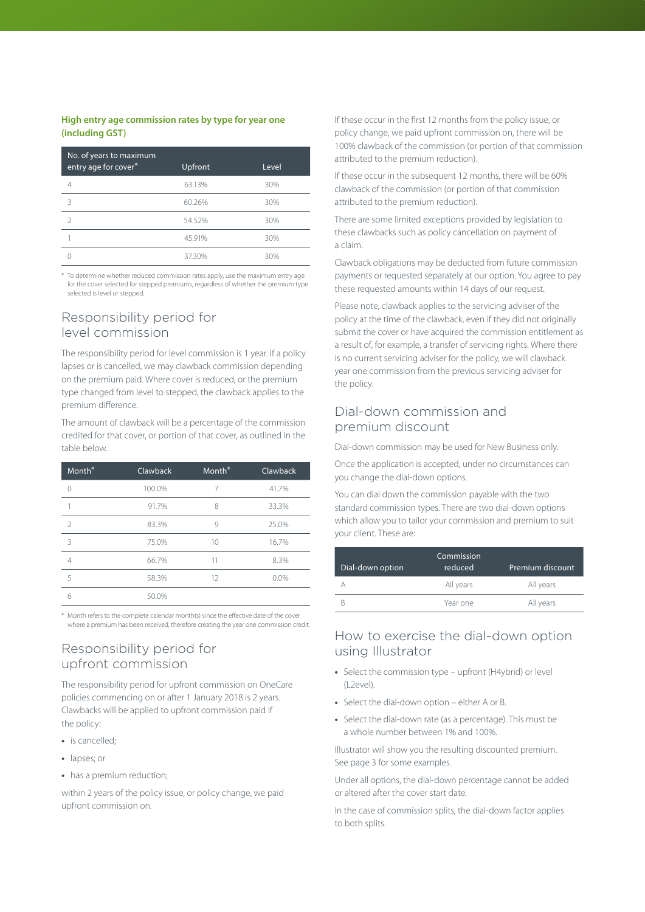### High entry age commission rates by type for year one (including GST)

| No. of years to maximum entry age for cover* | Upfront | Level |
|---|---|---|
| 4 | 63.13% | 30% |
| 3 | 60.26% | 30% |
| 2 | 54.52% | 30% |
| 1 | 45.91% | 30% |
| 0 | 37.30% | 30% |

\* To determine whether reduced commission rates apply, use the maximum entry age for the cover selected for stepped premiums, regardless of whether the premium type selected is level or stepped.

## Responsibility period for level commission

The responsibility period for level commission is 1 year. If a policy lapses or is cancelled, we may clawback commission depending on the premium paid. Where cover is reduced, or the premium type changed from level to stepped, the clawback applies to the premium difference.

The amount of clawback will be a percentage of the commission credited for that cover, or portion of that cover, as outlined in the table below.

| Month* | Clawback | Month* | Clawback |
|---|---|---|---|
| 0 | 100.0% | 7 | 41.7% |
| 1 | 91.7% | 8 | 33.3% |
| 2 | 83.3% | 9 | 25.0% |
| 3 | 75.0% | 10 | 16.7% |
| 4 | 66.7% | 11 | 8.3% |
| 5 | 58.3% | 12 | 0.0% |
| 6 | 50.0% | | |

\* Month refers to the complete calendar month(s) since the effective date of the cover where a premium has been received, therefore creating the year one commission credit.

## Responsibility period for upfront commission

The responsibility period for upfront commission on OneCare policies commencing on or after 1 January 2018 is 2 years. Clawbacks will be applied to upfront commission paid if the policy:

- is cancelled;
- lapses; or
- has a premium reduction;

within 2 years of the policy issue, or policy change, we paid upfront commission on.

If these occur in the first 12 months from the policy issue, or policy change, we paid upfront commission on, there will be 100% clawback of the commission (or portion of that commission attributed to the premium reduction).

If these occur in the subsequent 12 months, there will be 60% clawback of the commission (or portion of that commission attributed to the premium reduction).

There are some limited exceptions provided by legislation to these clawbacks such as policy cancellation on payment of a claim.

Clawback obligations may be deducted from future commission payments or requested separately at our option. You agree to pay these requested amounts within 14 days of our request.

Please note, clawback applies to the servicing adviser of the policy at the time of the clawback, even if they did not originally submit the cover or have acquired the commission entitlement as a result of, for example, a transfer of servicing rights. Where there is no current servicing adviser for the policy, we will clawback year one commission from the previous servicing adviser for the policy.

## Dial-down commission and premium discount

Dial-down commission may be used for New Business only.

Once the application is accepted, under no circumstances can you change the dial-down options.

You can dial down the commission payable with the two standard commission types. There are two dial-down options which allow you to tailor your commission and premium to suit your client. These are:

| Dial-down option | Commission reduced | Premium discount |
|---|---|---|
| A | All years | All years |
| B | Year one | All years |

## How to exercise the dial-down option using Illustrator

- Select the commission type – upfront (H4ybrid) or level (L2evel).
- Select the dial-down option – either A or B.
- Select the dial-down rate (as a percentage). This must be a whole number between 1% and 100%.

Illustrator will show you the resulting discounted premium. See page 3 for some examples.

Under all options, the dial-down percentage cannot be added or altered after the cover start date.

In the case of commission splits, the dial-down factor applies to both splits.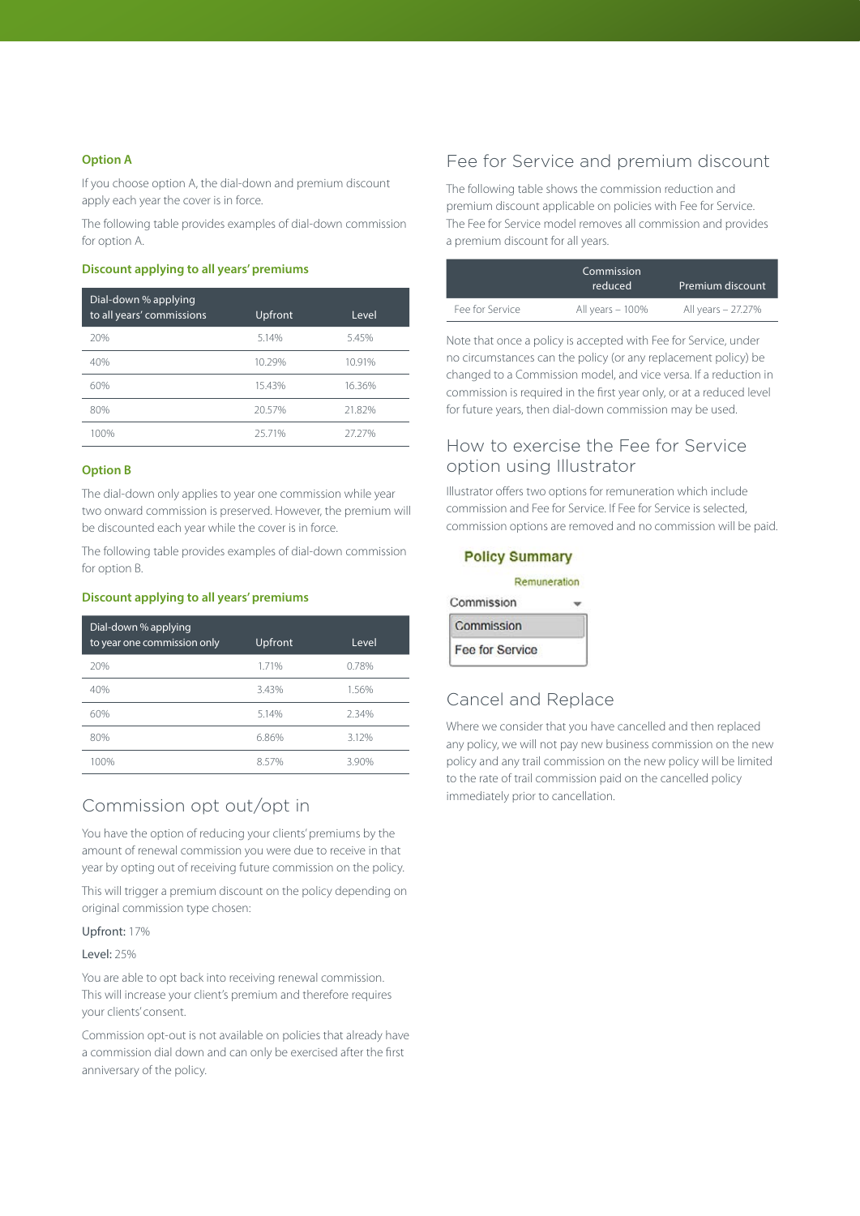### Option A

If you choose option A, the dial-down and premium discount apply each year the cover is in force.

The following table provides examples of dial-down commission for option A.

#### Discount applying to all years' premiums

| Dial-down % applying to all years' commissions | Upfront | Level |
|---|---|---|
| 20% | 5.14% | 5.45% |
| 40% | 10.29% | 10.91% |
| 60% | 15.43% | 16.36% |
| 80% | 20.57% | 21.82% |
| 100% | 25.71% | 27.27% |

### Option B

The dial-down only applies to year one commission while year two onward commission is preserved. However, the premium will be discounted each year while the cover is in force.

The following table provides examples of dial-down commission for option B.

#### Discount applying to all years' premiums

| Dial-down % applying to year one commission only | Upfront | Level |
|---|---|---|
| 20% | 1.71% | 0.78% |
| 40% | 3.43% | 1.56% |
| 60% | 5.14% | 2.34% |
| 80% | 6.86% | 3.12% |
| 100% | 8.57% | 3.90% |

## Commission opt out/opt in

You have the option of reducing your clients' premiums by the amount of renewal commission you were due to receive in that year by opting out of receiving future commission on the policy.

This will trigger a premium discount on the policy depending on original commission type chosen:

**Upfront:** 17%

**Level:** 25%

You are able to opt back into receiving renewal commission. This will increase your client's premium and therefore requires your clients' consent.

Commission opt-out is not available on policies that already have a commission dial down and can only be exercised after the first anniversary of the policy.

## Fee for Service and premium discount

The following table shows the commission reduction and premium discount applicable on policies with Fee for Service. The Fee for Service model removes all commission and provides a premium discount for all years.

| | Commission reduced | Premium discount |
|---|---|---|
| Fee for Service | All years – 100% | All years – 27.27% |

Note that once a policy is accepted with Fee for Service, under no circumstances can the policy (or any replacement policy) be changed to a Commission model, and vice versa. If a reduction in commission is required in the first year only, or at a reduced level for future years, then dial-down commission may be used.

## How to exercise the Fee for Service option using Illustrator

Illustrator offers two options for remuneration which include commission and Fee for Service. If Fee for Service is selected, commission options are removed and no commission will be paid.

**Policy Summary**

Remuneration

Commission

- Commission
- Fee for Service

## Cancel and Replace

Where we consider that you have cancelled and then replaced any policy, we will not pay new business commission on the new policy and any trail commission on the new policy will be limited to the rate of trail commission paid on the cancelled policy immediately prior to cancellation.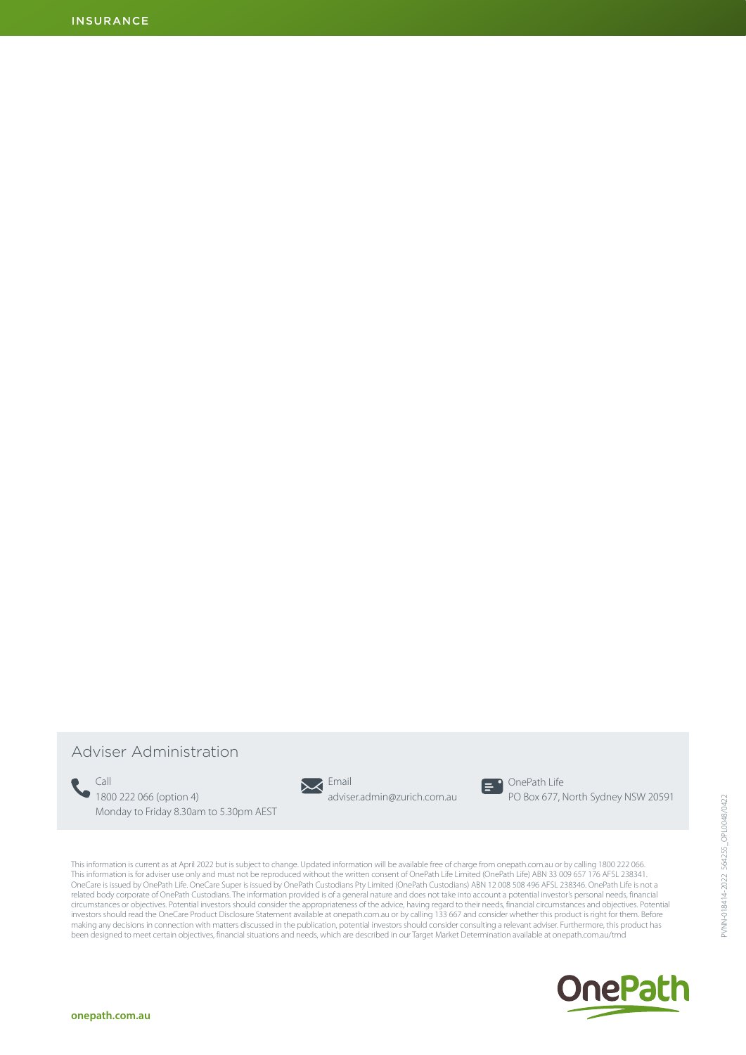## Adviser Administration

Call
1800 222 066 (option 4)
Monday to Friday 8.30am to 5.30pm AEST

Email
adviser.admin@zurich.com.au

OnePath Life
PO Box 677, North Sydney NSW 20591

This information is current as at April 2022 but is subject to change. Updated information will be available free of charge from onepath.com.au or by calling 1800 222 066. This information is for adviser use only and must not be reproduced without the written consent of OnePath Life Limited (OnePath Life) ABN 33 009 657 176 AFSL 238341. OneCare is issued by OnePath Life. OneCare Super is issued by OnePath Custodians Pty Limited (OnePath Custodians) ABN 12 008 508 496 AFSL 238346. OnePath Life is not a related body corporate of OnePath Custodians. The information provided is of a general nature and does not take into account a potential investor's personal needs, financial circumstances or objectives. Potential investors should consider the appropriateness of the advice, having regard to their needs, financial circumstances and objectives. Potential investors should read the OneCare Product Disclosure Statement available at onepath.com.au or by calling 133 667 and consider whether this product is right for them. Before making any decisions in connection with matters discussed in the publication, potential investors should consider consulting a relevant adviser. Furthermore, this product has been designed to meet certain objectives, financial situations and needs, which are described in our Target Market Determination available at onepath.com.au/tmd

PVNN-018414-2022 564255_OPL0048/0422

onepath.com.au